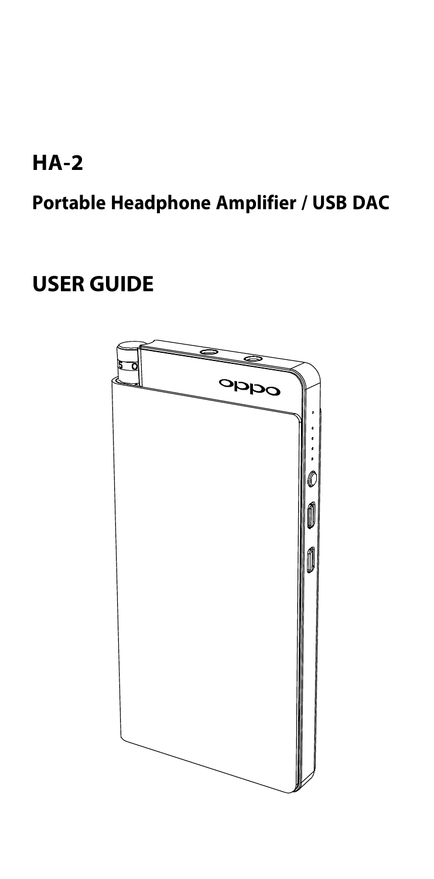# HA-2

## Portable Headphone Amplifier / USB DAC

# USER GUIDE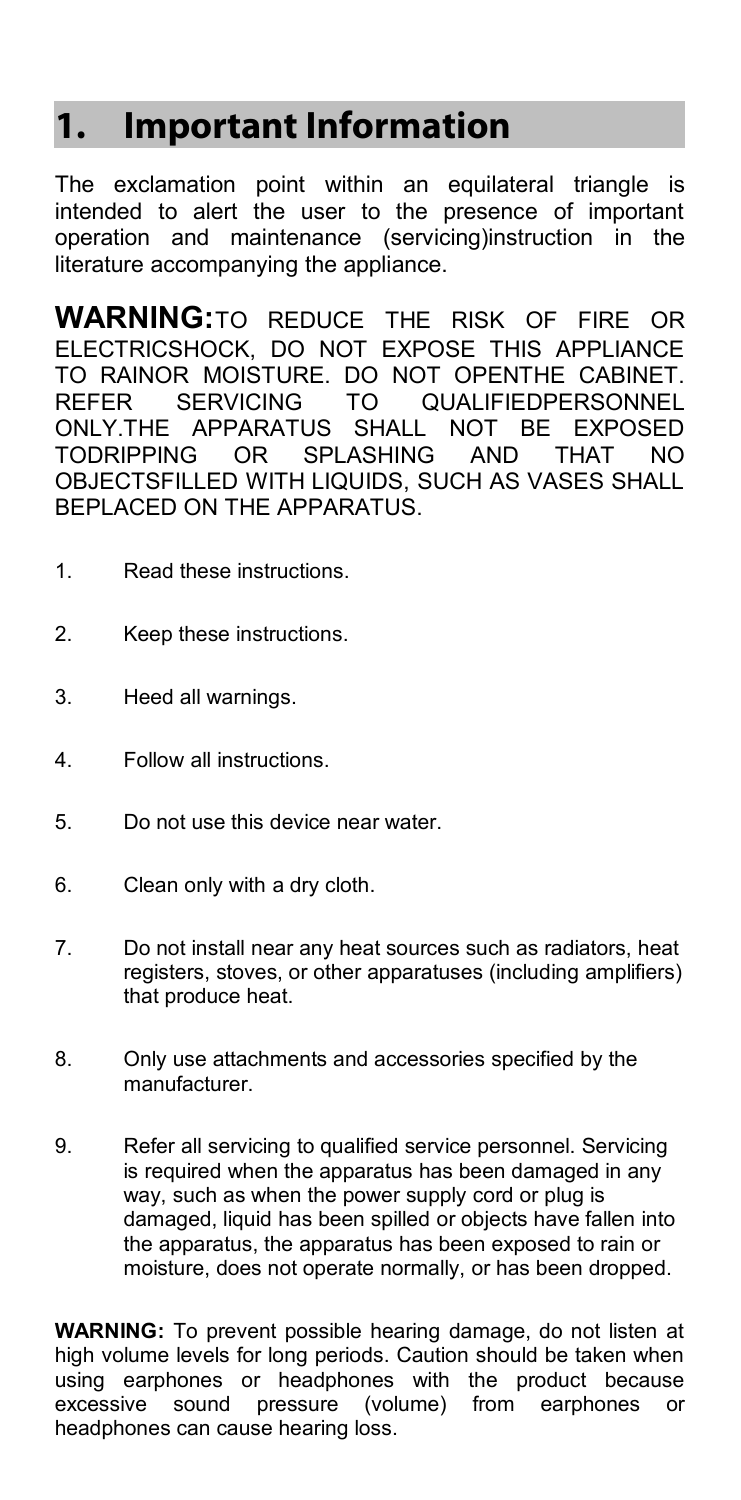# 1. Important Information

The exclamation point within an equilateral triangle is intended to alert the user to the presence of important operation and maintenance (servicing)instruction in the literature accompanying the appliance.

**WARNING:**TO REDUCE THE RISK OF FIRE OR ELECTRICSHOCK, DO NOT EXPOSE THIS APPLIANCE TO RAINOR MOISTURE. DO NOT OPENTHE CABINET. REFER SERVICING TO QUALIFIEDPERSONNEL ONLY.THE APPARATUS SHALL NOT BE EXPOSED TODRIPPING OR SPLASHING AND THAT NO OBJECTSFILLED WITH LIQUIDS, SUCH AS VASES SHALL BEPLACED ON THE APPARATUS.

1. Read these instructions.
2. Keep these instructions.
3. Heed all warnings.
4. Follow all instructions.
5. Do not use this device near water.
6. Clean only with a dry cloth.
7. Do not install near any heat sources such as radiators, heat registers, stoves, or other apparatuses (including amplifiers) that produce heat.
8. Only use attachments and accessories specified by the manufacturer.
9. Refer all servicing to qualified service personnel. Servicing is required when the apparatus has been damaged in any way, such as when the power supply cord or plug is damaged, liquid has been spilled or objects have fallen into the apparatus, the apparatus has been exposed to rain or moisture, does not operate normally, or has been dropped.

**WARNING:** To prevent possible hearing damage, do not listen at high volume levels for long periods. Caution should be taken when using earphones or headphones with the product because excessive sound pressure (volume) from earphones or headphones can cause hearing loss.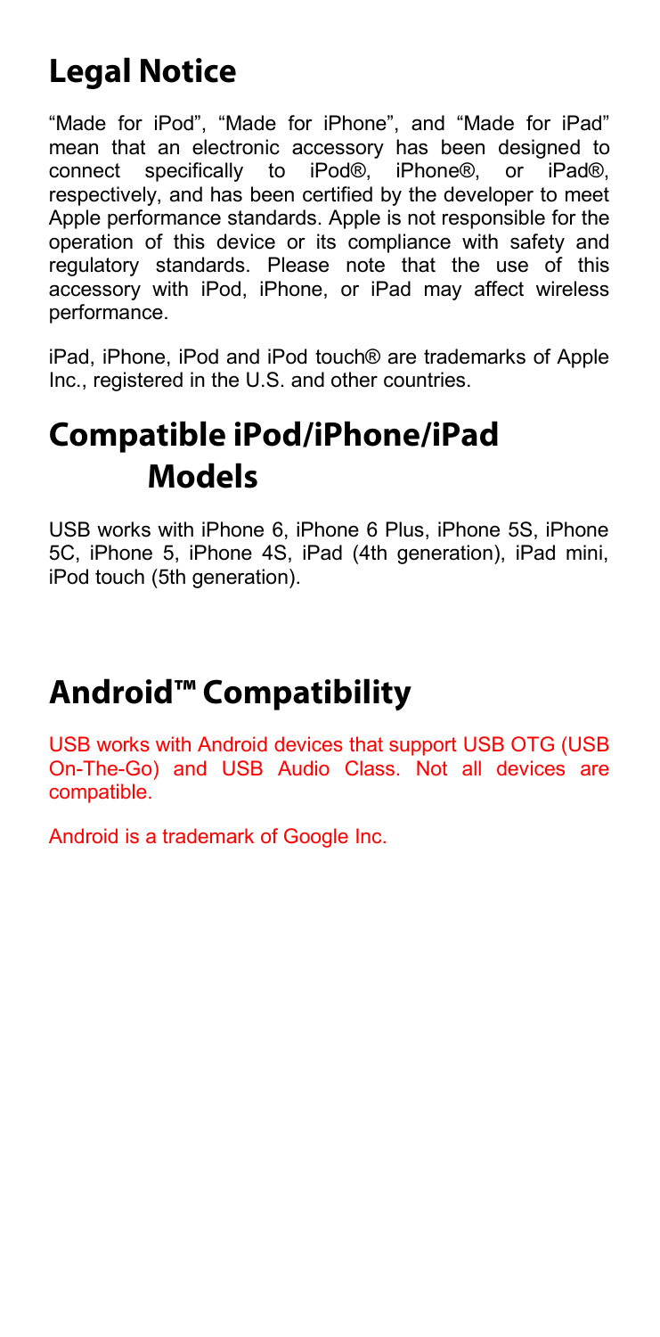# Legal Notice

"Made for iPod", "Made for iPhone", and "Made for iPad" mean that an electronic accessory has been designed to connect specifically to iPod®, iPhone®, or iPad®, respectively, and has been certified by the developer to meet Apple performance standards. Apple is not responsible for the operation of this device or its compliance with safety and regulatory standards. Please note that the use of this accessory with iPod, iPhone, or iPad may affect wireless performance.

iPad, iPhone, iPod and iPod touch® are trademarks of Apple Inc., registered in the U.S. and other countries.

# Compatible iPod/iPhone/iPad Models

USB works with iPhone 6, iPhone 6 Plus, iPhone 5S, iPhone 5C, iPhone 5, iPhone 4S, iPad (4th generation), iPad mini, iPod touch (5th generation).

# Android™ Compatibility

USB works with Android devices that support USB OTG (USB On-The-Go) and USB Audio Class. Not all devices are compatible.

Android is a trademark of Google Inc.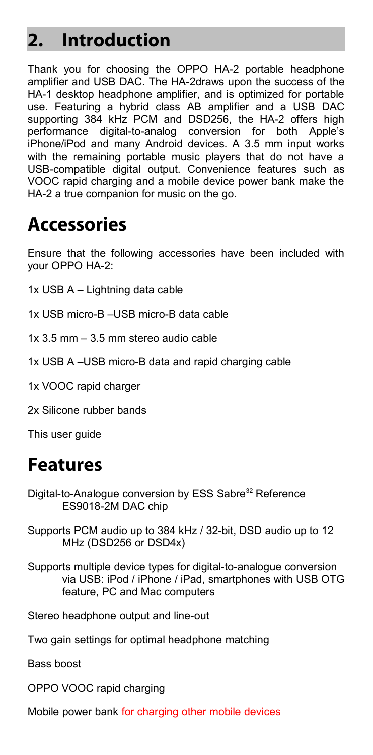# 2. Introduction

Thank you for choosing the OPPO HA-2 portable headphone amplifier and USB DAC. The HA-2draws upon the success of the HA-1 desktop headphone amplifier, and is optimized for portable use. Featuring a hybrid class AB amplifier and a USB DAC supporting 384 kHz PCM and DSD256, the HA-2 offers high performance digital-to-analog conversion for both Apple's iPhone/iPod and many Android devices. A 3.5 mm input works with the remaining portable music players that do not have a USB-compatible digital output. Convenience features such as VOOC rapid charging and a mobile device power bank make the HA-2 a true companion for music on the go.

## Accessories

Ensure that the following accessories have been included with your OPPO HA-2:

1x USB A – Lightning data cable

1x USB micro-B –USB micro-B data cable

1x 3.5 mm – 3.5 mm stereo audio cable

1x USB A –USB micro-B data and rapid charging cable

1x VOOC rapid charger

2x Silicone rubber bands

This user guide

## Features

Digital-to-Analogue conversion by ESS Sabre[32] Reference ES9018-2M DAC chip

Supports PCM audio up to 384 kHz / 32-bit, DSD audio up to 12 MHz (DSD256 or DSD4x)

Supports multiple device types for digital-to-analogue conversion via USB: iPod / iPhone / iPad, smartphones with USB OTG feature, PC and Mac computers

Stereo headphone output and line-out

Two gain settings for optimal headphone matching

Bass boost

OPPO VOOC rapid charging

Mobile power bank for charging other mobile devices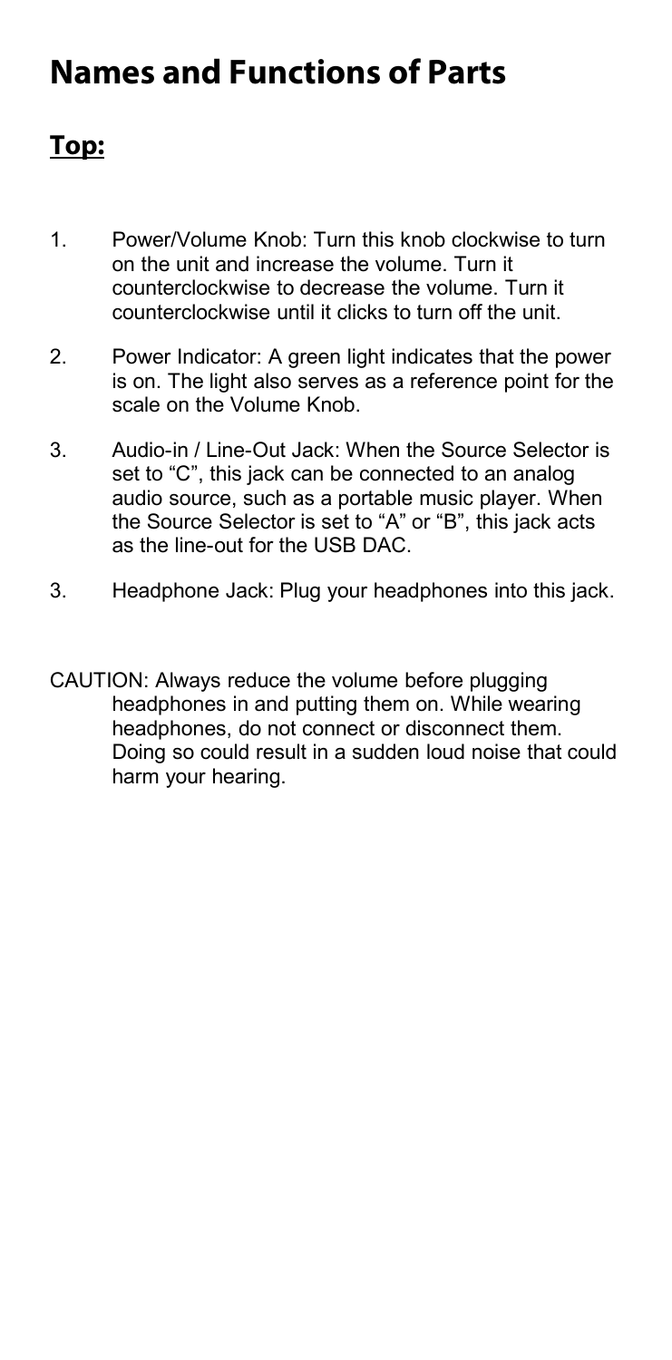# Names and Functions of Parts

## Top:

1. Power/Volume Knob: Turn this knob clockwise to turn on the unit and increase the volume. Turn it counterclockwise to decrease the volume. Turn it counterclockwise until it clicks to turn off the unit.

2. Power Indicator: A green light indicates that the power is on. The light also serves as a reference point for the scale on the Volume Knob.

3. Audio-in / Line-Out Jack: When the Source Selector is set to "C", this jack can be connected to an analog audio source, such as a portable music player. When the Source Selector is set to "A" or "B", this jack acts as the line-out for the USB DAC.

3. Headphone Jack: Plug your headphones into this jack.

CAUTION: Always reduce the volume before plugging headphones in and putting them on. While wearing headphones, do not connect or disconnect them. Doing so could result in a sudden loud noise that could harm your hearing.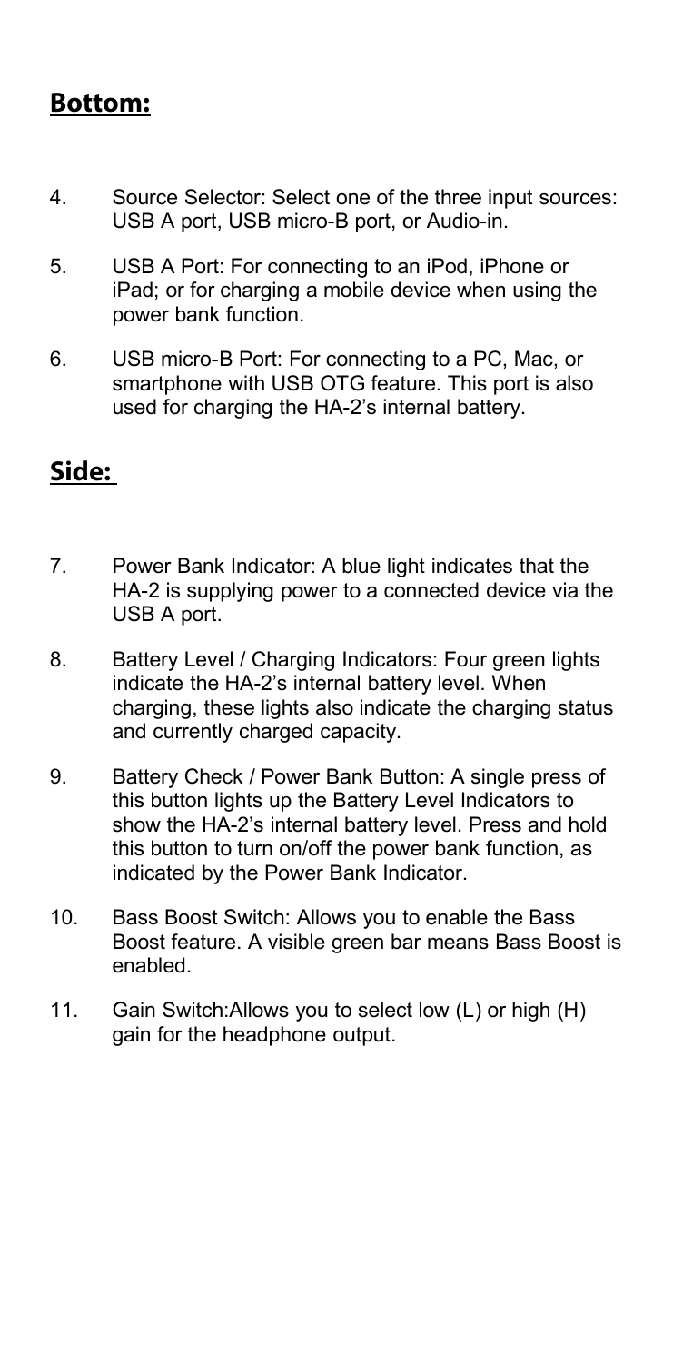## Bottom:

4. Source Selector: Select one of the three input sources: USB A port, USB micro-B port, or Audio-in.
5. USB A Port: For connecting to an iPod, iPhone or iPad; or for charging a mobile device when using the power bank function.
6. USB micro-B Port: For connecting to a PC, Mac, or smartphone with USB OTG feature. This port is also used for charging the HA-2's internal battery.

## Side:

7. Power Bank Indicator: A blue light indicates that the HA-2 is supplying power to a connected device via the USB A port.
8. Battery Level / Charging Indicators: Four green lights indicate the HA-2's internal battery level. When charging, these lights also indicate the charging status and currently charged capacity.
9. Battery Check / Power Bank Button: A single press of this button lights up the Battery Level Indicators to show the HA-2's internal battery level. Press and hold this button to turn on/off the power bank function, as indicated by the Power Bank Indicator.
10. Bass Boost Switch: Allows you to enable the Bass Boost feature. A visible green bar means Bass Boost is enabled.
11. Gain Switch:Allows you to select low (L) or high (H) gain for the headphone output.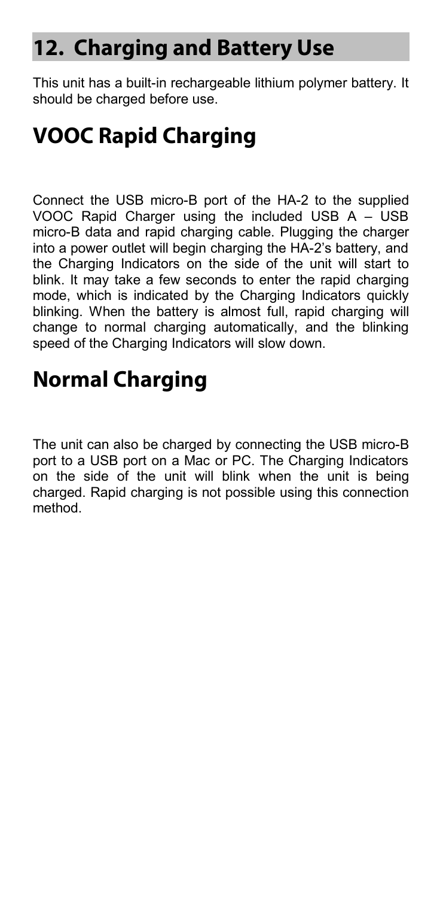# 12. Charging and Battery Use

This unit has a built-in rechargeable lithium polymer battery. It should be charged before use.

## VOOC Rapid Charging

Connect the USB micro-B port of the HA-2 to the supplied VOOC Rapid Charger using the included USB A – USB micro-B data and rapid charging cable. Plugging the charger into a power outlet will begin charging the HA-2's battery, and the Charging Indicators on the side of the unit will start to blink. It may take a few seconds to enter the rapid charging mode, which is indicated by the Charging Indicators quickly blinking. When the battery is almost full, rapid charging will change to normal charging automatically, and the blinking speed of the Charging Indicators will slow down.

## Normal Charging

The unit can also be charged by connecting the USB micro-B port to a USB port on a Mac or PC. The Charging Indicators on the side of the unit will blink when the unit is being charged. Rapid charging is not possible using this connection method.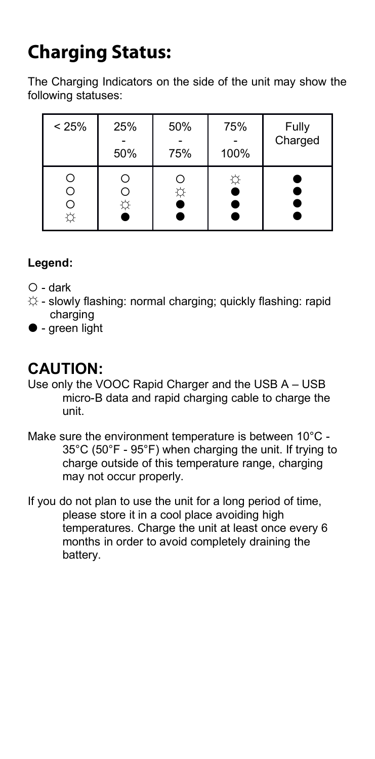# Charging Status:

The Charging Indicators on the side of the unit may show the following statuses:

| < 25% | 25% - 50% | 50% - 75% | 75% - 100% | Fully Charged |
|---|---|---|---|---|
| ○<br>○<br>○<br>☼ | ○<br>○<br>☼<br>● | ○<br>☼<br>●<br>● | ☼<br>●<br>●<br>● | ●<br>●<br>●<br>● |

**Legend:**

○ - dark

☼ - slowly flashing: normal charging; quickly flashing: rapid charging

● - green light

## CAUTION:

Use only the VOOC Rapid Charger and the USB A – USB micro-B data and rapid charging cable to charge the unit.

Make sure the environment temperature is between 10°C - 35°C (50°F - 95°F) when charging the unit. If trying to charge outside of this temperature range, charging may not occur properly.

If you do not plan to use the unit for a long period of time, please store it in a cool place avoiding high temperatures. Charge the unit at least once every 6 months in order to avoid completely draining the battery.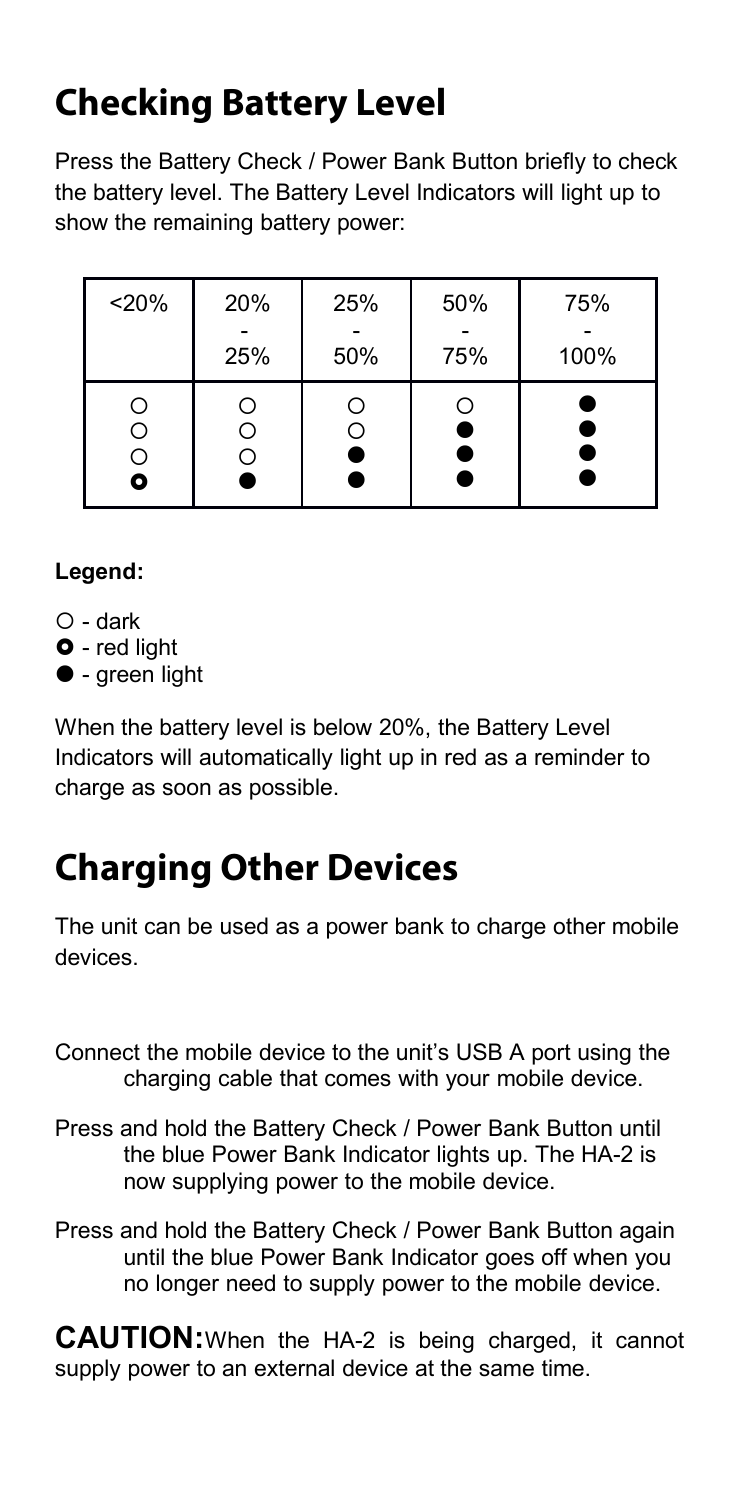## Checking Battery Level

Press the Battery Check / Power Bank Button briefly to check the battery level. The Battery Level Indicators will light up to show the remaining battery power:

| <20% | 20% - 25% | 25% - 50% | 50% - 75% | 75% - 100% |
| --- | --- | --- | --- | --- |
| ○<br>○<br>○<br>◘ | ○<br>○<br>○<br>● | ○<br>○<br>●<br>● | ○<br>●<br>●<br>● | ●<br>●<br>●<br>● |

**Legend:**

○ - dark
◘ - red light
● - green light

When the battery level is below 20%, the Battery Level Indicators will automatically light up in red as a reminder to charge as soon as possible.

## Charging Other Devices

The unit can be used as a power bank to charge other mobile devices.

Connect the mobile device to the unit's USB A port using the charging cable that comes with your mobile device.

Press and hold the Battery Check / Power Bank Button until the blue Power Bank Indicator lights up. The HA-2 is now supplying power to the mobile device.

Press and hold the Battery Check / Power Bank Button again until the blue Power Bank Indicator goes off when you no longer need to supply power to the mobile device.

**CAUTION:** When the HA-2 is being charged, it cannot supply power to an external device at the same time.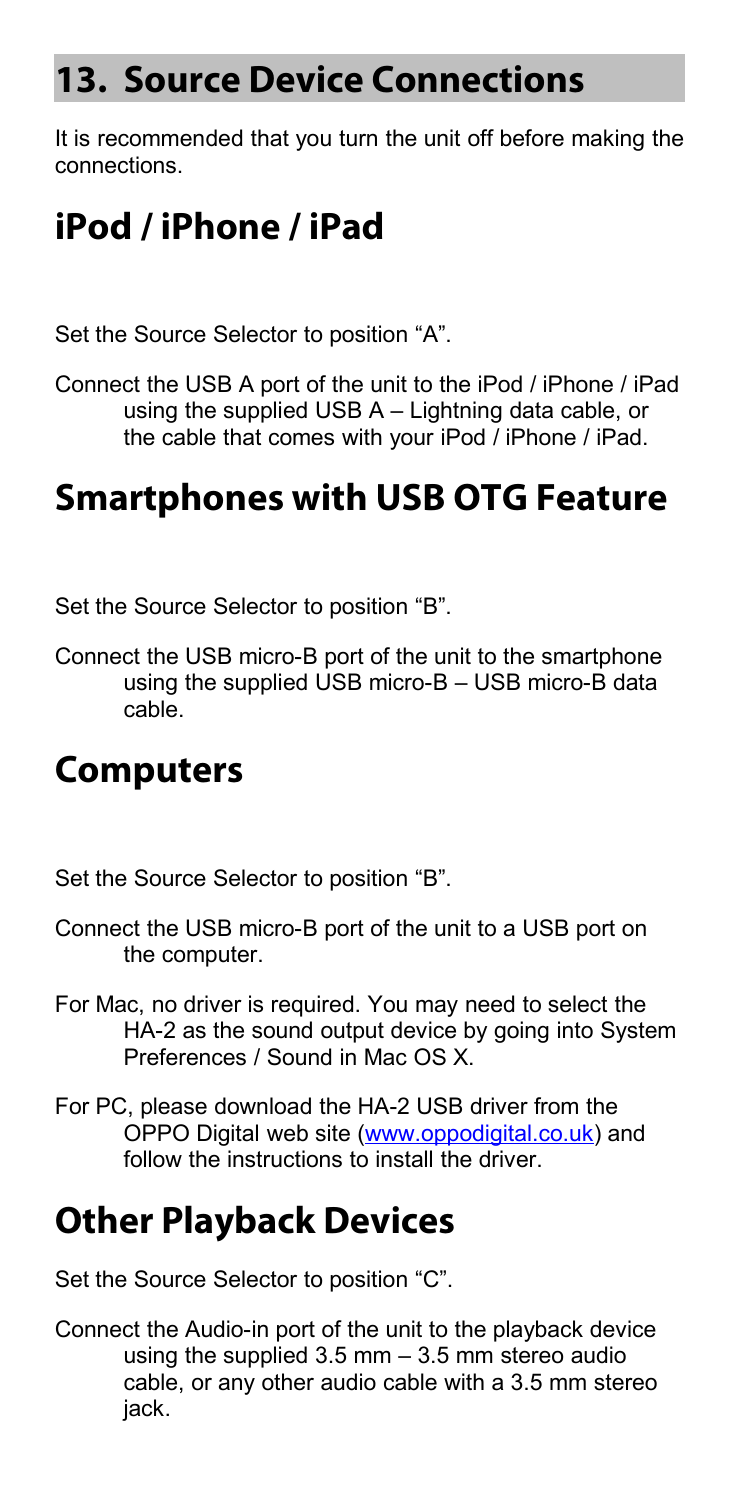# 13. Source Device Connections

It is recommended that you turn the unit off before making the connections.

## iPod / iPhone / iPad

Set the Source Selector to position “A”.

Connect the USB A port of the unit to the iPod / iPhone / iPad using the supplied USB A – Lightning data cable, or the cable that comes with your iPod / iPhone / iPad.

## Smartphones with USB OTG Feature

Set the Source Selector to position “B”.

Connect the USB micro-B port of the unit to the smartphone using the supplied USB micro-B – USB micro-B data cable.

## Computers

Set the Source Selector to position “B”.

Connect the USB micro-B port of the unit to a USB port on the computer.

For Mac, no driver is required. You may need to select the HA-2 as the sound output device by going into System Preferences / Sound in Mac OS X.

For PC, please download the HA-2 USB driver from the OPPO Digital web site ([www.oppodigital.co.uk](http://www.oppodigital.co.uk)) and follow the instructions to install the driver.

## Other Playback Devices

Set the Source Selector to position “C”.

Connect the Audio-in port of the unit to the playback device using the supplied 3.5 mm – 3.5 mm stereo audio cable, or any other audio cable with a 3.5 mm stereo jack.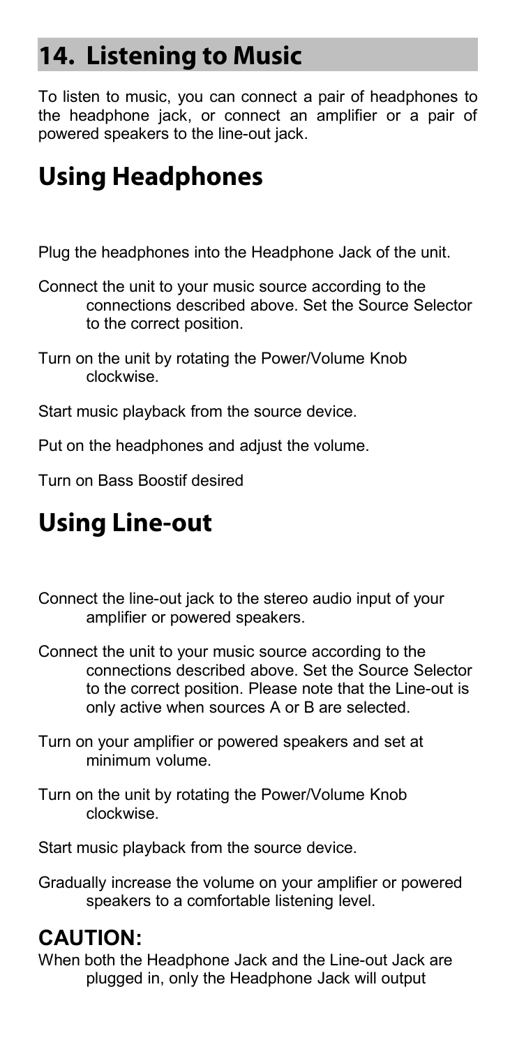# 14. Listening to Music

To listen to music, you can connect a pair of headphones to the headphone jack, or connect an amplifier or a pair of powered speakers to the line-out jack.

## Using Headphones

Plug the headphones into the Headphone Jack of the unit.

Connect the unit to your music source according to the connections described above. Set the Source Selector to the correct position.

Turn on the unit by rotating the Power/Volume Knob clockwise.

Start music playback from the source device.

Put on the headphones and adjust the volume.

Turn on Bass Boostif desired

## Using Line-out

Connect the line-out jack to the stereo audio input of your amplifier or powered speakers.

Connect the unit to your music source according to the connections described above. Set the Source Selector to the correct position. Please note that the Line-out is only active when sources A or B are selected.

Turn on your amplifier or powered speakers and set at minimum volume.

Turn on the unit by rotating the Power/Volume Knob clockwise.

Start music playback from the source device.

Gradually increase the volume on your amplifier or powered speakers to a comfortable listening level.

### CAUTION:

When both the Headphone Jack and the Line-out Jack are plugged in, only the Headphone Jack will output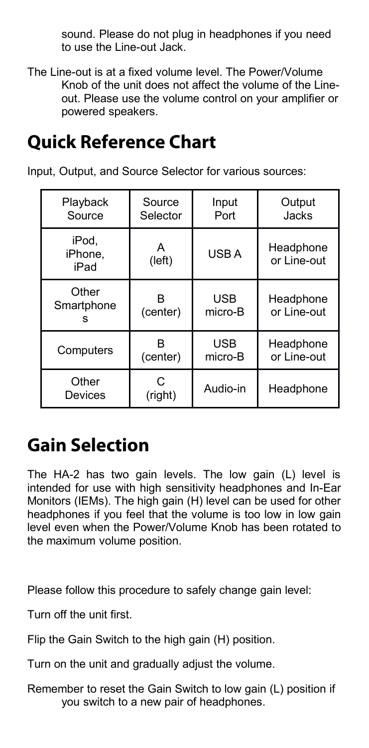sound. Please do not plug in headphones if you need to use the Line-out Jack.

The Line-out is at a fixed volume level. The Power/Volume Knob of the unit does not affect the volume of the Line-out. Please use the volume control on your amplifier or powered speakers.

## Quick Reference Chart

Input, Output, and Source Selector for various sources:

| Playback Source | Source Selector | Input Port | Output Jacks |
|---|---|---|---|
| iPod, iPhone, iPad | A (left) | USB A | Headphone or Line-out |
| Other Smartphones | B (center) | USB micro-B | Headphone or Line-out |
| Computers | B (center) | USB micro-B | Headphone or Line-out |
| Other Devices | C (right) | Audio-in | Headphone |

## Gain Selection

The HA-2 has two gain levels. The low gain (L) level is intended for use with high sensitivity headphones and In-Ear Monitors (IEMs). The high gain (H) level can be used for other headphones if you feel that the volume is too low in low gain level even when the Power/Volume Knob has been rotated to the maximum volume position.

Please follow this procedure to safely change gain level:

Turn off the unit first.

Flip the Gain Switch to the high gain (H) position.

Turn on the unit and gradually adjust the volume.

Remember to reset the Gain Switch to low gain (L) position if you switch to a new pair of headphones.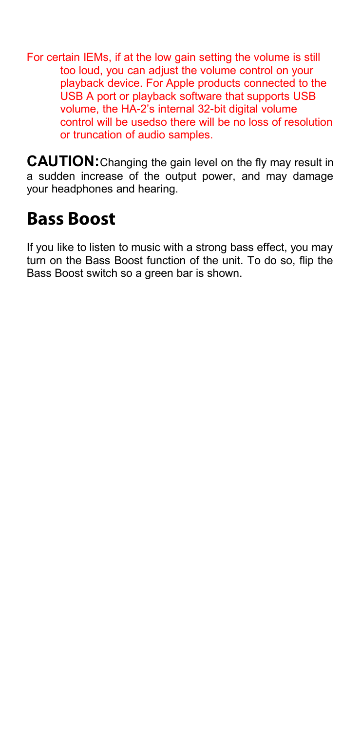For certain IEMs, if at the low gain setting the volume is still too loud, you can adjust the volume control on your playback device. For Apple products connected to the USB A port or playback software that supports USB volume, the HA-2's internal 32-bit digital volume control will be usedso there will be no loss of resolution or truncation of audio samples.

**CAUTION:** Changing the gain level on the fly may result in a sudden increase of the output power, and may damage your headphones and hearing.

## Bass Boost

If you like to listen to music with a strong bass effect, you may turn on the Bass Boost function of the unit. To do so, flip the Bass Boost switch so a green bar is shown.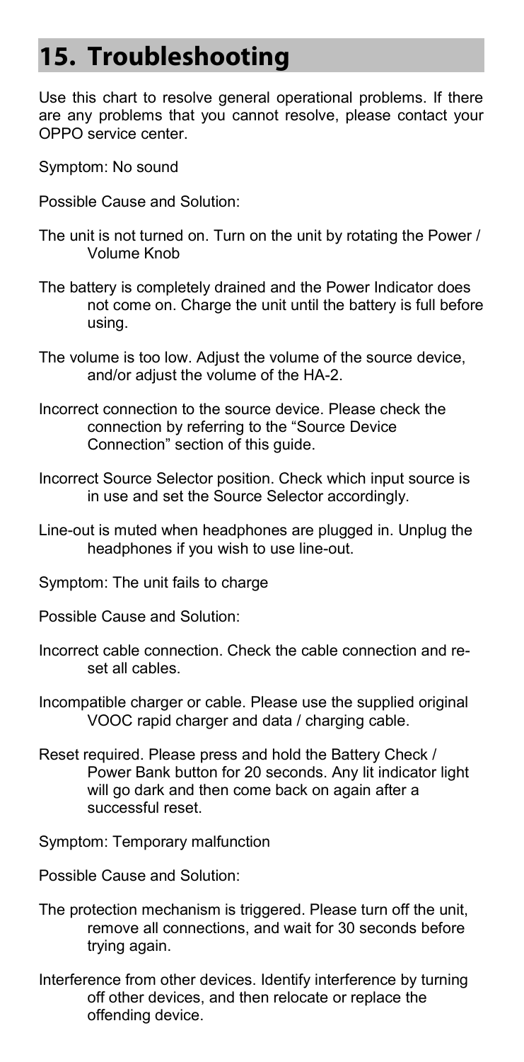# 15. Troubleshooting

Use this chart to resolve general operational problems. If there are any problems that you cannot resolve, please contact your OPPO service center.

Symptom: No sound

Possible Cause and Solution:

The unit is not turned on. Turn on the unit by rotating the Power / Volume Knob

The battery is completely drained and the Power Indicator does not come on. Charge the unit until the battery is full before using.

The volume is too low. Adjust the volume of the source device, and/or adjust the volume of the HA-2.

Incorrect connection to the source device. Please check the connection by referring to the "Source Device Connection" section of this guide.

Incorrect Source Selector position. Check which input source is in use and set the Source Selector accordingly.

Line-out is muted when headphones are plugged in. Unplug the headphones if you wish to use line-out.

Symptom: The unit fails to charge

Possible Cause and Solution:

Incorrect cable connection. Check the cable connection and re-set all cables.

Incompatible charger or cable. Please use the supplied original VOOC rapid charger and data / charging cable.

Reset required. Please press and hold the Battery Check / Power Bank button for 20 seconds. Any lit indicator light will go dark and then come back on again after a successful reset.

Symptom: Temporary malfunction

Possible Cause and Solution:

The protection mechanism is triggered. Please turn off the unit, remove all connections, and wait for 30 seconds before trying again.

Interference from other devices. Identify interference by turning off other devices, and then relocate or replace the offending device.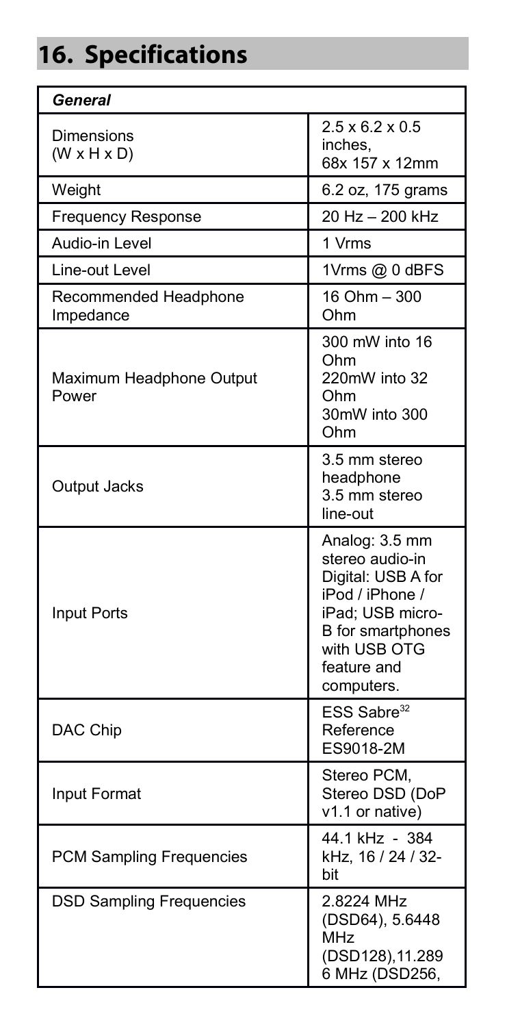# 16. Specifications

| *General* | |
|---|---|
| Dimensions (W x H x D) | 2.5 x 6.2 x 0.5 inches, 68x 157 x 12mm |
| Weight | 6.2 oz, 175 grams |
| Frequency Response | 20 Hz – 200 kHz |
| Audio-in Level | 1 Vrms |
| Line-out Level | 1Vrms @ 0 dBFS |
| Recommended Headphone Impedance | 16 Ohm – 300 Ohm |
| Maximum Headphone Output Power | 300 mW into 16 Ohm<br>220mW into 32 Ohm<br>30mW into 300 Ohm |
| Output Jacks | 3.5 mm stereo headphone<br>3.5 mm stereo line-out |
| Input Ports | Analog: 3.5 mm stereo audio-in<br>Digital: USB A for iPod / iPhone / iPad; USB micro-B for smartphones with USB OTG feature and computers. |
| DAC Chip | ESS Sabre[32] Reference ES9018-2M |
| Input Format | Stereo PCM, Stereo DSD (DoP v1.1 or native) |
| PCM Sampling Frequencies | 44.1 kHz - 384 kHz, 16 / 24 / 32-bit |
| DSD Sampling Frequencies | 2.8224 MHz (DSD64), 5.6448 MHz (DSD128),11.2896 MHz (DSD256, |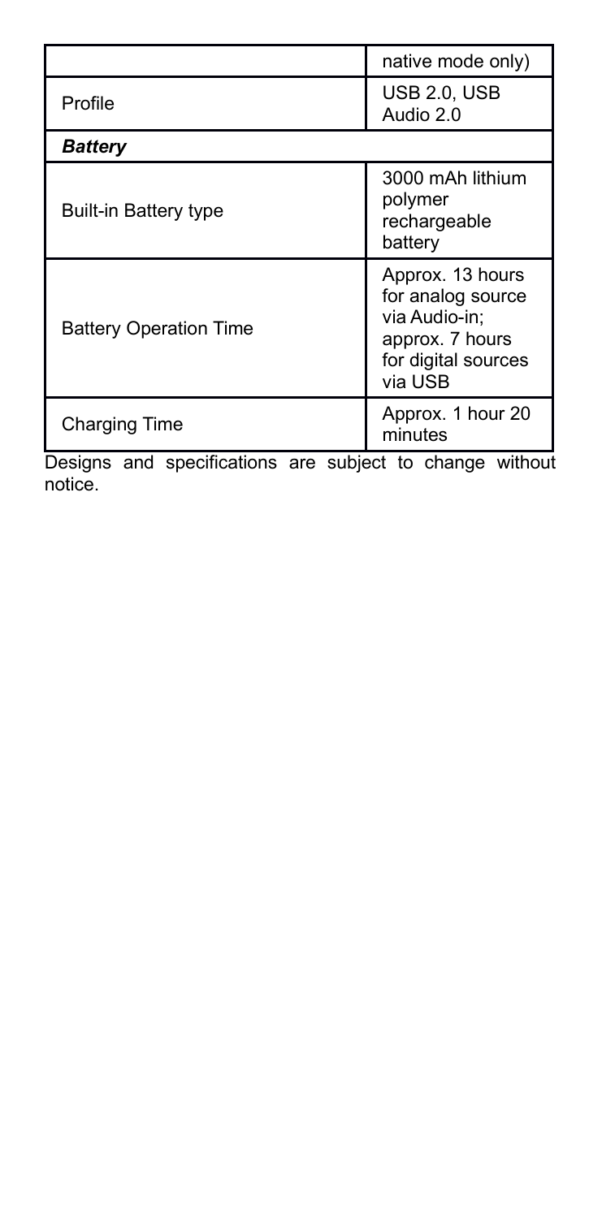| | |
|---|---|
| | native mode only) |
| Profile | USB 2.0, USB Audio 2.0 |
| ***Battery*** | |
| Built-in Battery type | 3000 mAh lithium polymer rechargeable battery |
| Battery Operation Time | Approx. 13 hours for analog source via Audio-in; approx. 7 hours for digital sources via USB |
| Charging Time | Approx. 1 hour 20 minutes |

Designs and specifications are subject to change without notice.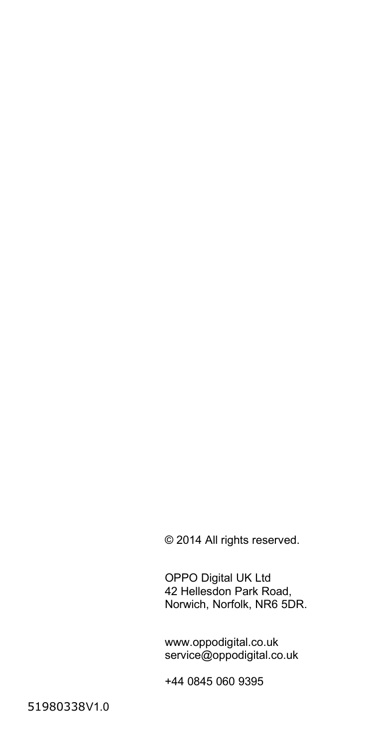© 2014 All rights reserved.

OPPO Digital UK Ltd
42 Hellesdon Park Road,
Norwich, Norfolk, NR6 5DR.

www.oppodigital.co.uk
service@oppodigital.co.uk

+44 0845 060 9395

51980338V1.0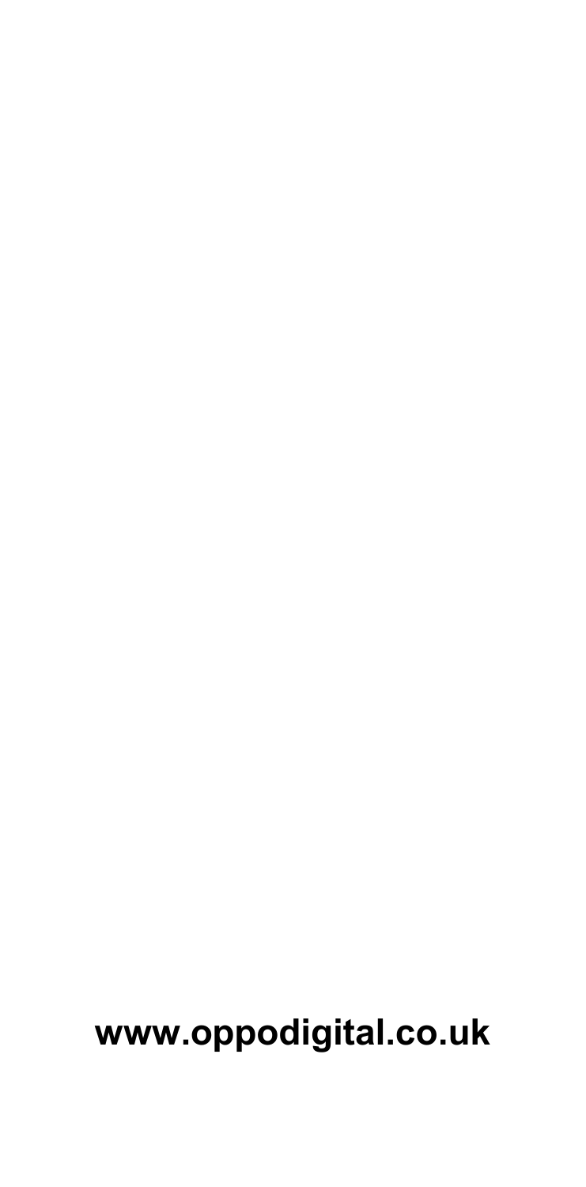**www.oppodigital.co.uk**